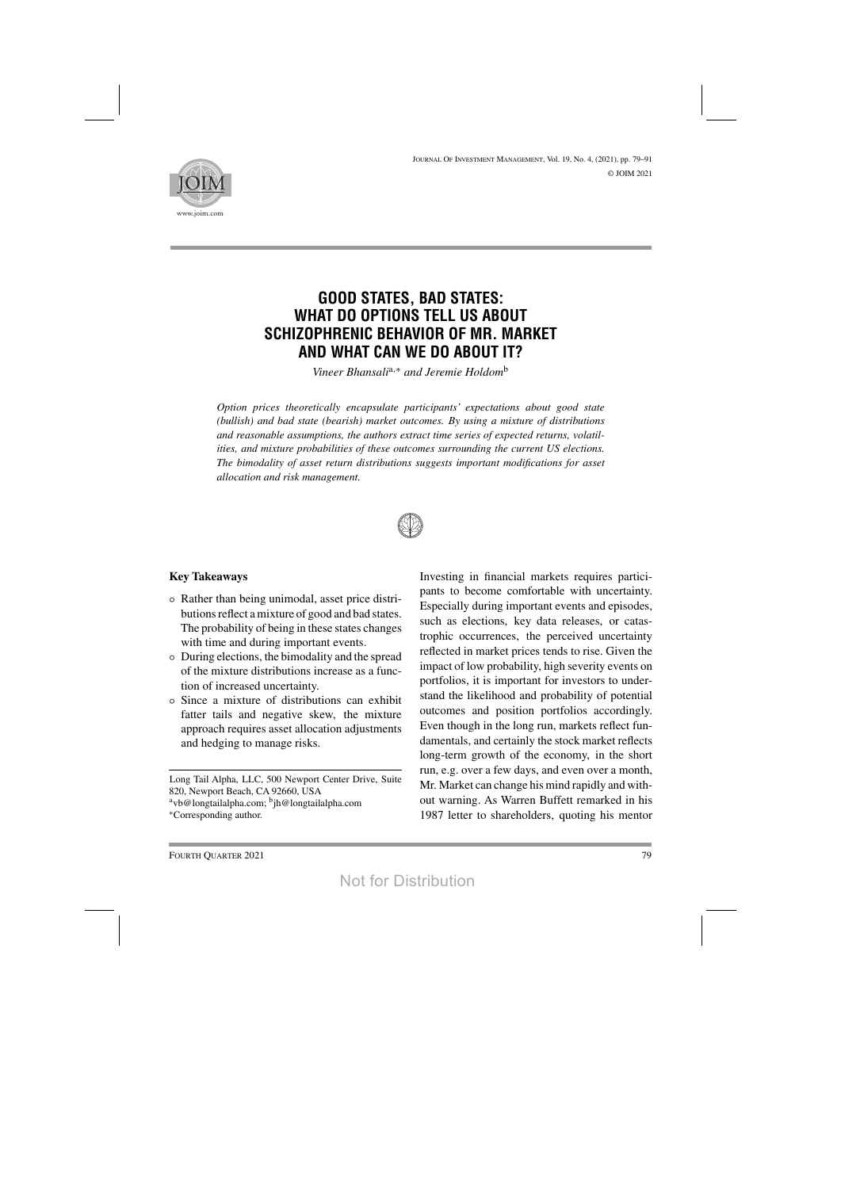# GOOD STATES, BAD STATES: WHAT DO OPTIONS TELL US ABOUT SCHIZOPHRENIC BEHAVIOR OF MR. MARKET AND WHAT CAN WE DO ABOUT IT?

*Vineer Bhansali*[a,*] *and Jeremie Holdom*[b]

*Option prices theoretically encapsulate participants' expectations about good state (bullish) and bad state (bearish) market outcomes. By using a mixture of distributions and reasonable assumptions, the authors extract time series of expected returns, volatilities, and mixture probabilities of these outcomes surrounding the current US elections. The bimodality of asset return distributions suggests important modifications for asset allocation and risk management.*

**Key Takeaways**

- Rather than being unimodal, asset price distributions reflect a mixture of good and bad states. The probability of being in these states changes with time and during important events.
- During elections, the bimodality and the spread of the mixture distributions increase as a function of increased uncertainty.
- Since a mixture of distributions can exhibit fatter tails and negative skew, the mixture approach requires asset allocation adjustments and hedging to manage risks.

Long Tail Alpha, LLC, 500 Newport Center Drive, Suite 820, Newport Beach, CA 92660, USA
[a]vb@longtailalpha.com; [b]jh@longtailalpha.com
*Corresponding author.

Investing in financial markets requires participants to become comfortable with uncertainty. Especially during important events and episodes, such as elections, key data releases, or catastrophic occurrences, the perceived uncertainty reflected in market prices tends to rise. Given the impact of low probability, high severity events on portfolios, it is important for investors to understand the likelihood and probability of potential outcomes and position portfolios accordingly. Even though in the long run, markets reflect fundamentals, and certainly the stock market reflects long-term growth of the economy, in the short run, e.g. over a few days, and even over a month, Mr. Market can change his mind rapidly and without warning. As Warren Buffett remarked in his 1987 letter to shareholders, quoting his mentor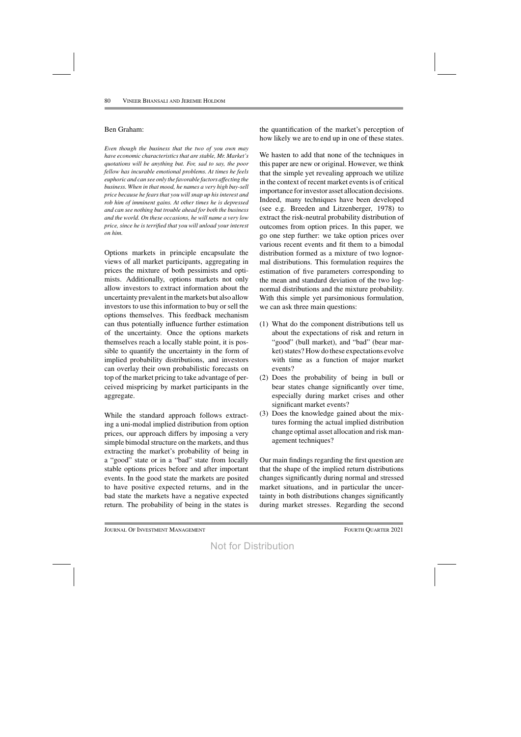Ben Graham:

*Even though the business that the two of you own may have economic characteristics that are stable, Mr. Market's quotations will be anything but. For, sad to say, the poor fellow has incurable emotional problems. At times he feels euphoric and can see only the favorable factors affecting the business. When in that mood, he names a very high buy-sell price because he fears that you will snap up his interest and rob him of imminent gains. At other times he is depressed and can see nothing but trouble ahead for both the business and the world. On these occasions, he will name a very low price, since he is terrified that you will unload your interest on him.*

Options markets in principle encapsulate the views of all market participants, aggregating in prices the mixture of both pessimists and optimists. Additionally, options markets not only allow investors to extract information about the uncertainty prevalent in the markets but also allow investors to use this information to buy or sell the options themselves. This feedback mechanism can thus potentially influence further estimation of the uncertainty. Once the options markets themselves reach a locally stable point, it is possible to quantify the uncertainty in the form of implied probability distributions, and investors can overlay their own probabilistic forecasts on top of the market pricing to take advantage of perceived mispricing by market participants in the aggregate.

While the standard approach follows extracting a uni-modal implied distribution from option prices, our approach differs by imposing a very simple bimodal structure on the markets, and thus extracting the market's probability of being in a "good" state or in a "bad" state from locally stable options prices before and after important events. In the good state the markets are posited to have positive expected returns, and in the bad state the markets have a negative expected return. The probability of being in the states is the quantification of the market's perception of how likely we are to end up in one of these states.

We hasten to add that none of the techniques in this paper are new or original. However, we think that the simple yet revealing approach we utilize in the context of recent market events is of critical importance for investor asset allocation decisions. Indeed, many techniques have been developed (see e.g. Breeden and Litzenberger, 1978) to extract the risk-neutral probability distribution of outcomes from option prices. In this paper, we go one step further: we take option prices over various recent events and fit them to a bimodal distribution formed as a mixture of two lognormal distributions. This formulation requires the estimation of five parameters corresponding to the mean and standard deviation of the two lognormal distributions and the mixture probability. With this simple yet parsimonious formulation, we can ask three main questions:

(1) What do the component distributions tell us about the expectations of risk and return in "good" (bull market), and "bad" (bear market) states? How do these expectations evolve with time as a function of major market events?
(2) Does the probability of being in bull or bear states change significantly over time, especially during market crises and other significant market events?
(3) Does the knowledge gained about the mixtures forming the actual implied distribution change optimal asset allocation and risk management techniques?

Our main findings regarding the first question are that the shape of the implied return distributions changes significantly during normal and stressed market situations, and in particular the uncertainty in both distributions changes significantly during market stresses. Regarding the second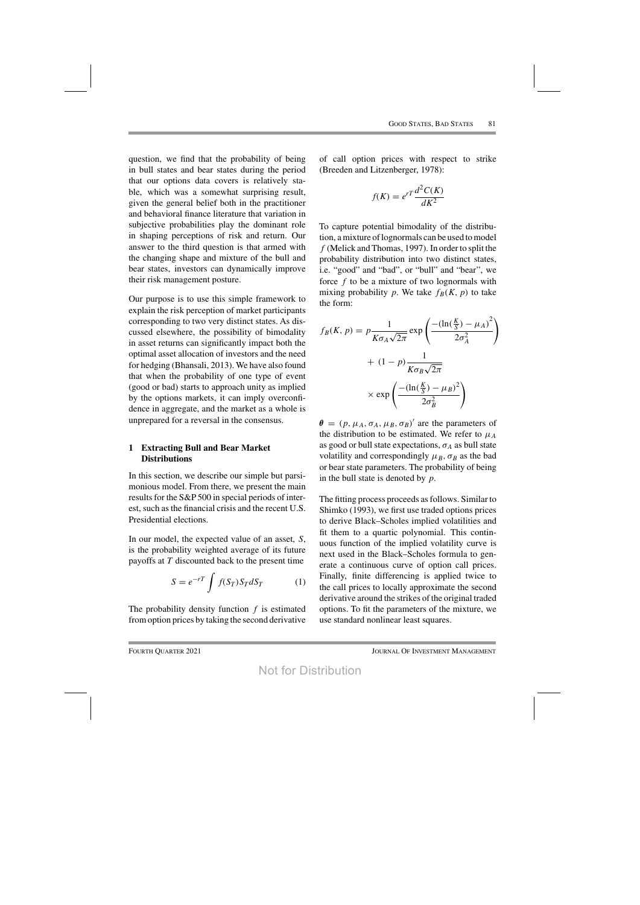question, we find that the probability of being in bull states and bear states during the period that our options data covers is relatively stable, which was a somewhat surprising result, given the general belief both in the practitioner and behavioral finance literature that variation in subjective probabilities play the dominant role in shaping perceptions of risk and return. Our answer to the third question is that armed with the changing shape and mixture of the bull and bear states, investors can dynamically improve their risk management posture.

Our purpose is to use this simple framework to explain the risk perception of market participants corresponding to two very distinct states. As discussed elsewhere, the possibility of bimodality in asset returns can significantly impact both the optimal asset allocation of investors and the need for hedging (Bhansali, 2013). We have also found that when the probability of one type of event (good or bad) starts to approach unity as implied by the options markets, it can imply overconfidence in aggregate, and the market as a whole is unprepared for a reversal in the consensus.

## 1 Extracting Bull and Bear Market Distributions

In this section, we describe our simple but parsimonious model. From there, we present the main results for the S&P 500 in special periods of interest, such as the financial crisis and the recent U.S. Presidential elections.

In our model, the expected value of an asset, $S$, is the probability weighted average of its future payoffs at $T$ discounted back to the present time

$$S = e^{-rT} \int f(S_T) S_T dS_T \tag{1}$$

The probability density function $f$ is estimated from option prices by taking the second derivative of call option prices with respect to strike (Breeden and Litzenberger, 1978):

$$f(K) = e^{rT} \frac{d^2 C(K)}{dK^2}$$

To capture potential bimodality of the distribution, a mixture of lognormals can be used to model $f$ (Melick and Thomas, 1997). In order to split the probability distribution into two distinct states, i.e. "good" and "bad", or "bull" and "bear", we force $f$ to be a mixture of two lognormals with mixing probability $p$. We take $f_B(K, p)$ to take the form:

$$f_B(K, p) = p \frac{1}{K\sigma_A\sqrt{2\pi}} \exp\left(\frac{-(\ln(\frac{K}{S}) - \mu_A)^2}{2\sigma_A^2}\right) + (1-p)\frac{1}{K\sigma_B\sqrt{2\pi}} \times \exp\left(\frac{-(\ln(\frac{K}{S}) - \mu_B)^2}{2\sigma_B^2}\right)$$

$\boldsymbol{\theta} = (p, \mu_A, \sigma_A, \mu_B, \sigma_B)'$ are the parameters of the distribution to be estimated. We refer to $\mu_A$ as good or bull state expectations, $\sigma_A$ as bull state volatility and correspondingly $\mu_B, \sigma_B$ as the bad or bear state parameters. The probability of being in the bull state is denoted by $p$.

The fitting process proceeds as follows. Similar to Shimko (1993), we first use traded options prices to derive Black–Scholes implied volatilities and fit them to a quartic polynomial. This continuous function of the implied volatility curve is next used in the Black–Scholes formula to generate a continuous curve of option call prices. Finally, finite differencing is applied twice to the call prices to locally approximate the second derivative around the strikes of the original traded options. To fit the parameters of the mixture, we use standard nonlinear least squares.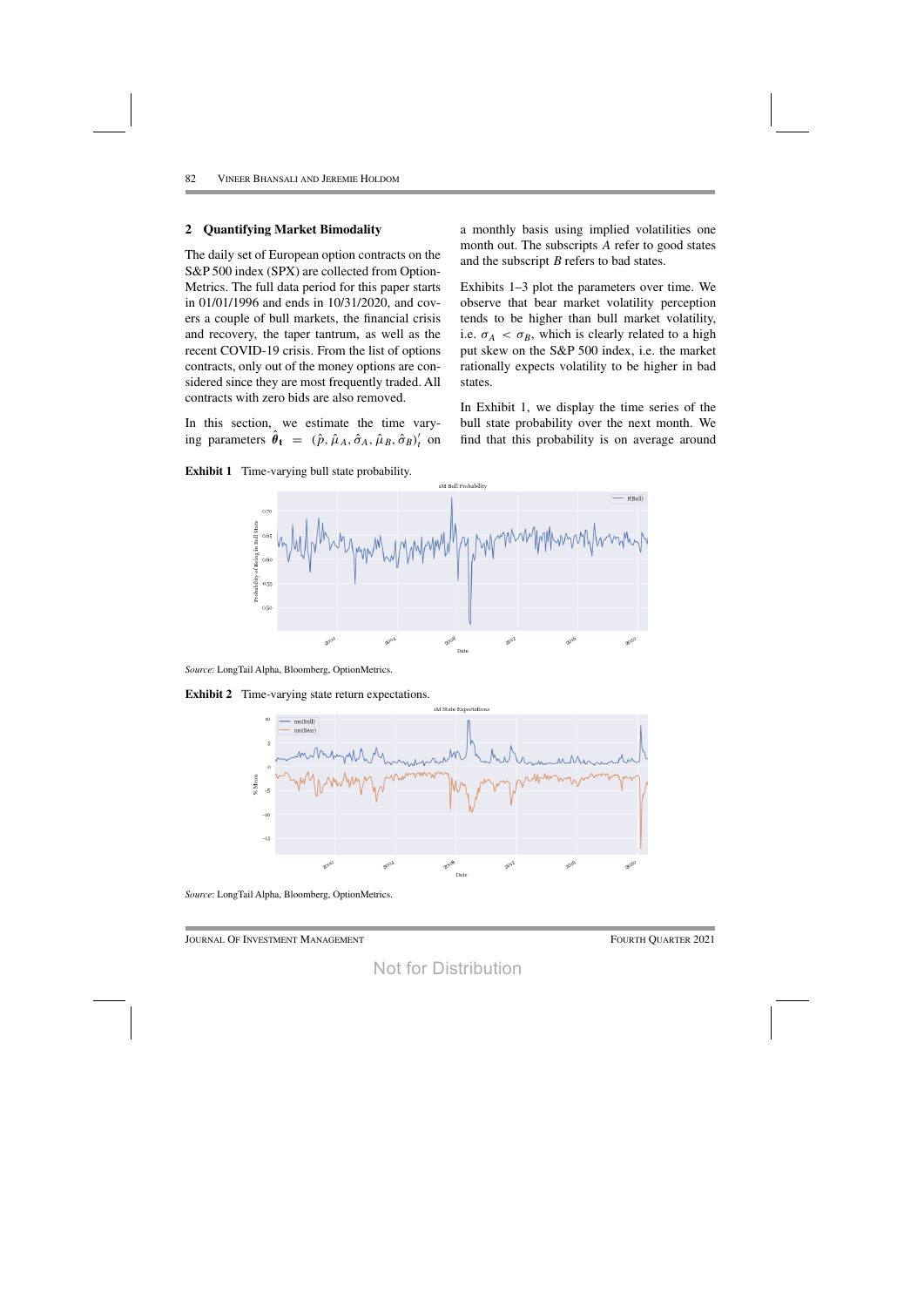## 2 Quantifying Market Bimodality

The daily set of European option contracts on the S&P 500 index (SPX) are collected from OptionMetrics. The full data period for this paper starts in 01/01/1996 and ends in 10/31/2020, and covers a couple of bull markets, the financial crisis and recovery, the taper tantrum, as well as the recent COVID-19 crisis. From the list of options contracts, only out of the money options are considered since they are most frequently traded. All contracts with zero bids are also removed.

In this section, we estimate the time varying parameters $\hat{\boldsymbol{\theta}}_{\mathbf{t}} = (\hat{p}, \hat{\mu}_A, \hat{\sigma}_A, \hat{\mu}_B, \hat{\sigma}_B)'_t$ on a monthly basis using implied volatilities one month out. The subscripts $A$ refer to good states and the subscript $B$ refers to bad states.

Exhibits 1–3 plot the parameters over time. We observe that bear market volatility perception tends to be higher than bull market volatility, i.e. $\sigma_A < \sigma_B$, which is clearly related to a high put skew on the S&P 500 index, i.e. the market rationally expects volatility to be higher in bad states.

In Exhibit 1, we display the time series of the bull state probability over the next month. We find that this probability is on average around

**Exhibit 1** Time-varying bull state probability.

*Source*: LongTail Alpha, Bloomberg, OptionMetrics.

**Exhibit 2** Time-varying state return expectations.

*Source*: LongTail Alpha, Bloomberg, OptionMetrics.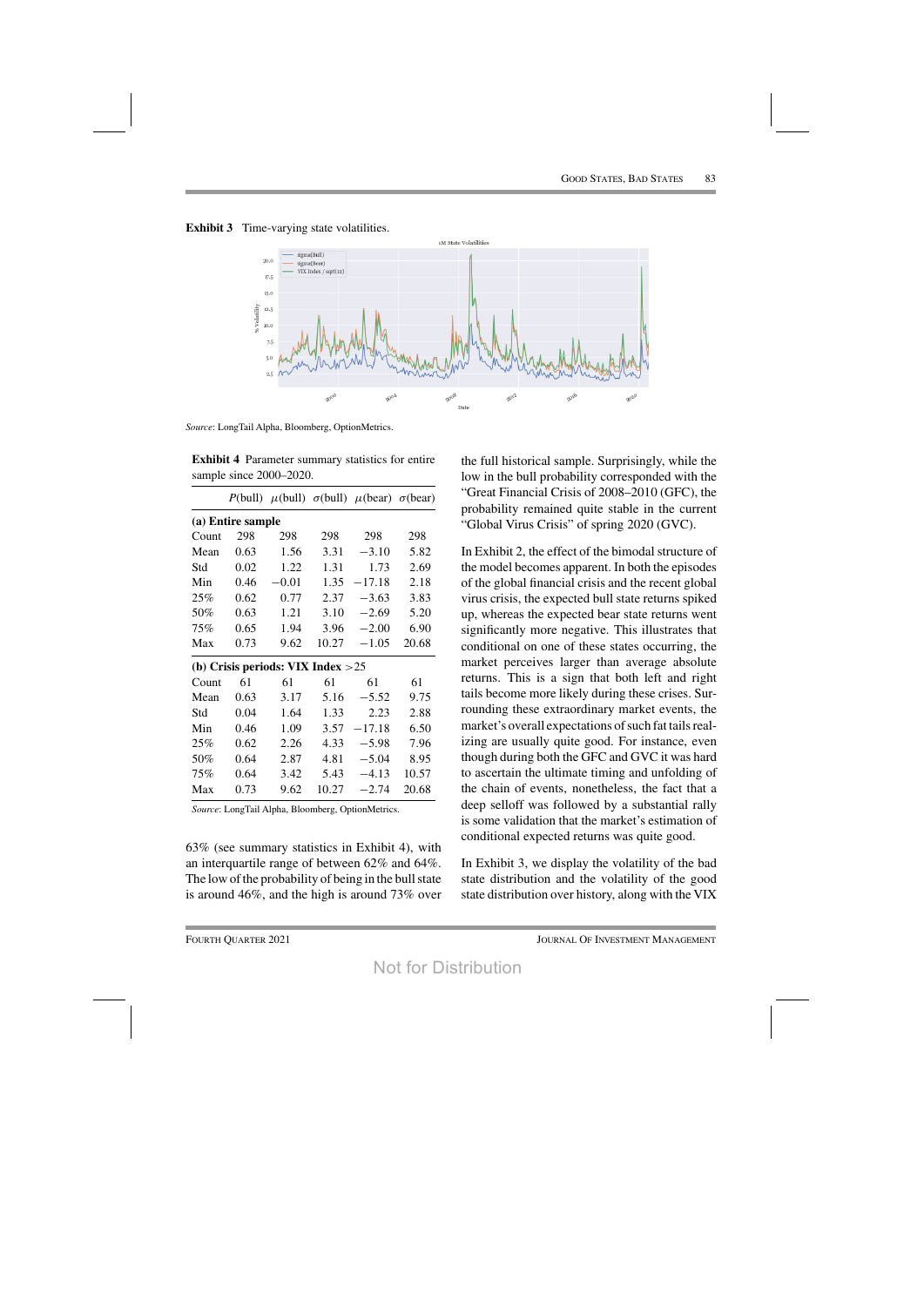**Exhibit 3** Time-varying state volatilities.

*Source*: LongTail Alpha, Bloomberg, OptionMetrics.

**Exhibit 4** Parameter summary statistics for entire sample since 2000–2020.

| | $P$(bull) | $\mu$(bull) | $\sigma$(bull) | $\mu$(bear) | $\sigma$(bear) |
|---|---|---|---|---|---|
| **(a) Entire sample** | | | | | |
| Count | 298 | 298 | 298 | 298 | 298 |
| Mean | 0.63 | 1.56 | 3.31 | −3.10 | 5.82 |
| Std | 0.02 | 1.22 | 1.31 | 1.73 | 2.69 |
| Min | 0.46 | −0.01 | 1.35 | −17.18 | 2.18 |
| 25% | 0.62 | 0.77 | 2.37 | −3.63 | 3.83 |
| 50% | 0.63 | 1.21 | 3.10 | −2.69 | 5.20 |
| 75% | 0.65 | 1.94 | 3.96 | −2.00 | 6.90 |
| Max | 0.73 | 9.62 | 10.27 | −1.05 | 20.68 |
| **(b) Crisis periods: VIX Index >25** | | | | | |
| Count | 61 | 61 | 61 | 61 | 61 |
| Mean | 0.63 | 3.17 | 5.16 | −5.52 | 9.75 |
| Std | 0.04 | 1.64 | 1.33 | 2.23 | 2.88 |
| Min | 0.46 | 1.09 | 3.57 | −17.18 | 6.50 |
| 25% | 0.62 | 2.26 | 4.33 | −5.98 | 7.96 |
| 50% | 0.64 | 2.87 | 4.81 | −5.04 | 8.95 |
| 75% | 0.64 | 3.42 | 5.43 | −4.13 | 10.57 |
| Max | 0.73 | 9.62 | 10.27 | −2.74 | 20.68 |

*Source*: LongTail Alpha, Bloomberg, OptionMetrics.

63% (see summary statistics in Exhibit 4), with an interquartile range of between 62% and 64%. The low of the probability of being in the bull state is around 46%, and the high is around 73% over the full historical sample. Surprisingly, while the low in the bull probability corresponded with the "Great Financial Crisis of 2008–2010 (GFC), the probability remained quite stable in the current "Global Virus Crisis" of spring 2020 (GVC).

In Exhibit 2, the effect of the bimodal structure of the model becomes apparent. In both the episodes of the global financial crisis and the recent global virus crisis, the expected bull state returns spiked up, whereas the expected bear state returns went significantly more negative. This illustrates that conditional on one of these states occurring, the market perceives larger than average absolute returns. This is a sign that both left and right tails become more likely during these crises. Surrounding these extraordinary market events, the market's overall expectations of such fat tails realizing are usually quite good. For instance, even though during both the GFC and GVC it was hard to ascertain the ultimate timing and unfolding of the chain of events, nonetheless, the fact that a deep selloff was followed by a substantial rally is some validation that the market's estimation of conditional expected returns was quite good.

In Exhibit 3, we display the volatility of the bad state distribution and the volatility of the good state distribution over history, along with the VIX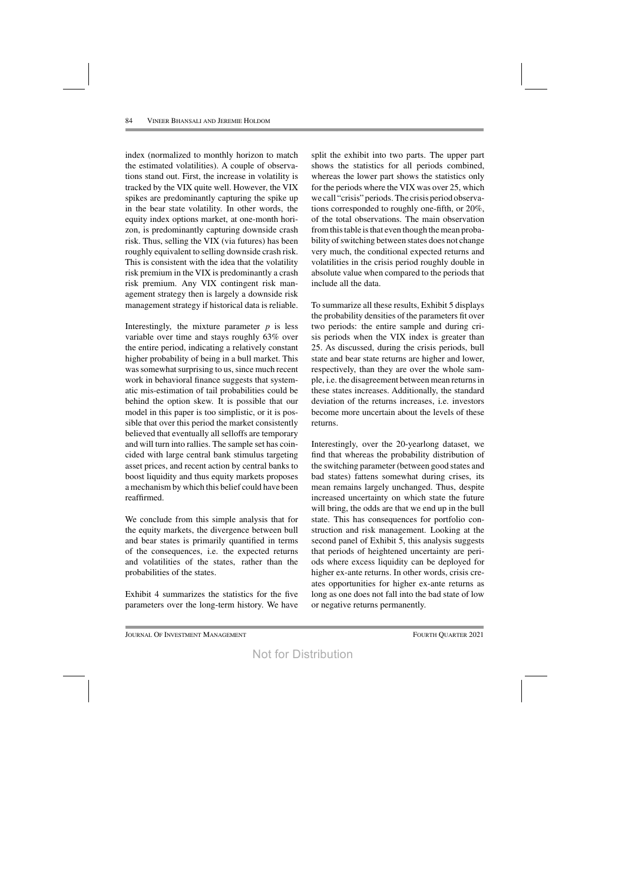index (normalized to monthly horizon to match the estimated volatilities). A couple of observations stand out. First, the increase in volatility is tracked by the VIX quite well. However, the VIX spikes are predominantly capturing the spike up in the bear state volatility. In other words, the equity index options market, at one-month horizon, is predominantly capturing downside crash risk. Thus, selling the VIX (via futures) has been roughly equivalent to selling downside crash risk. This is consistent with the idea that the volatility risk premium in the VIX is predominantly a crash risk premium. Any VIX contingent risk management strategy then is largely a downside risk management strategy if historical data is reliable.

Interestingly, the mixture parameter $p$ is less variable over time and stays roughly 63% over the entire period, indicating a relatively constant higher probability of being in a bull market. This was somewhat surprising to us, since much recent work in behavioral finance suggests that systematic mis-estimation of tail probabilities could be behind the option skew. It is possible that our model in this paper is too simplistic, or it is possible that over this period the market consistently believed that eventually all selloffs are temporary and will turn into rallies. The sample set has coincided with large central bank stimulus targeting asset prices, and recent action by central banks to boost liquidity and thus equity markets proposes a mechanism by which this belief could have been reaffirmed.

We conclude from this simple analysis that for the equity markets, the divergence between bull and bear states is primarily quantified in terms of the consequences, i.e. the expected returns and volatilities of the states, rather than the probabilities of the states.

Exhibit 4 summarizes the statistics for the five parameters over the long-term history. We have split the exhibit into two parts. The upper part shows the statistics for all periods combined, whereas the lower part shows the statistics only for the periods where the VIX was over 25, which we call "crisis" periods. The crisis period observations corresponded to roughly one-fifth, or 20%, of the total observations. The main observation from this table is that even though the mean probability of switching between states does not change very much, the conditional expected returns and volatilities in the crisis period roughly double in absolute value when compared to the periods that include all the data.

To summarize all these results, Exhibit 5 displays the probability densities of the parameters fit over two periods: the entire sample and during crisis periods when the VIX index is greater than 25. As discussed, during the crisis periods, bull state and bear state returns are higher and lower, respectively, than they are over the whole sample, i.e. the disagreement between mean returns in these states increases. Additionally, the standard deviation of the returns increases, i.e. investors become more uncertain about the levels of these returns.

Interestingly, over the 20-yearlong dataset, we find that whereas the probability distribution of the switching parameter (between good states and bad states) fattens somewhat during crises, its mean remains largely unchanged. Thus, despite increased uncertainty on which state the future will bring, the odds are that we end up in the bull state. This has consequences for portfolio construction and risk management. Looking at the second panel of Exhibit 5, this analysis suggests that periods of heightened uncertainty are periods where excess liquidity can be deployed for higher ex-ante returns. In other words, crisis creates opportunities for higher ex-ante returns as long as one does not fall into the bad state of low or negative returns permanently.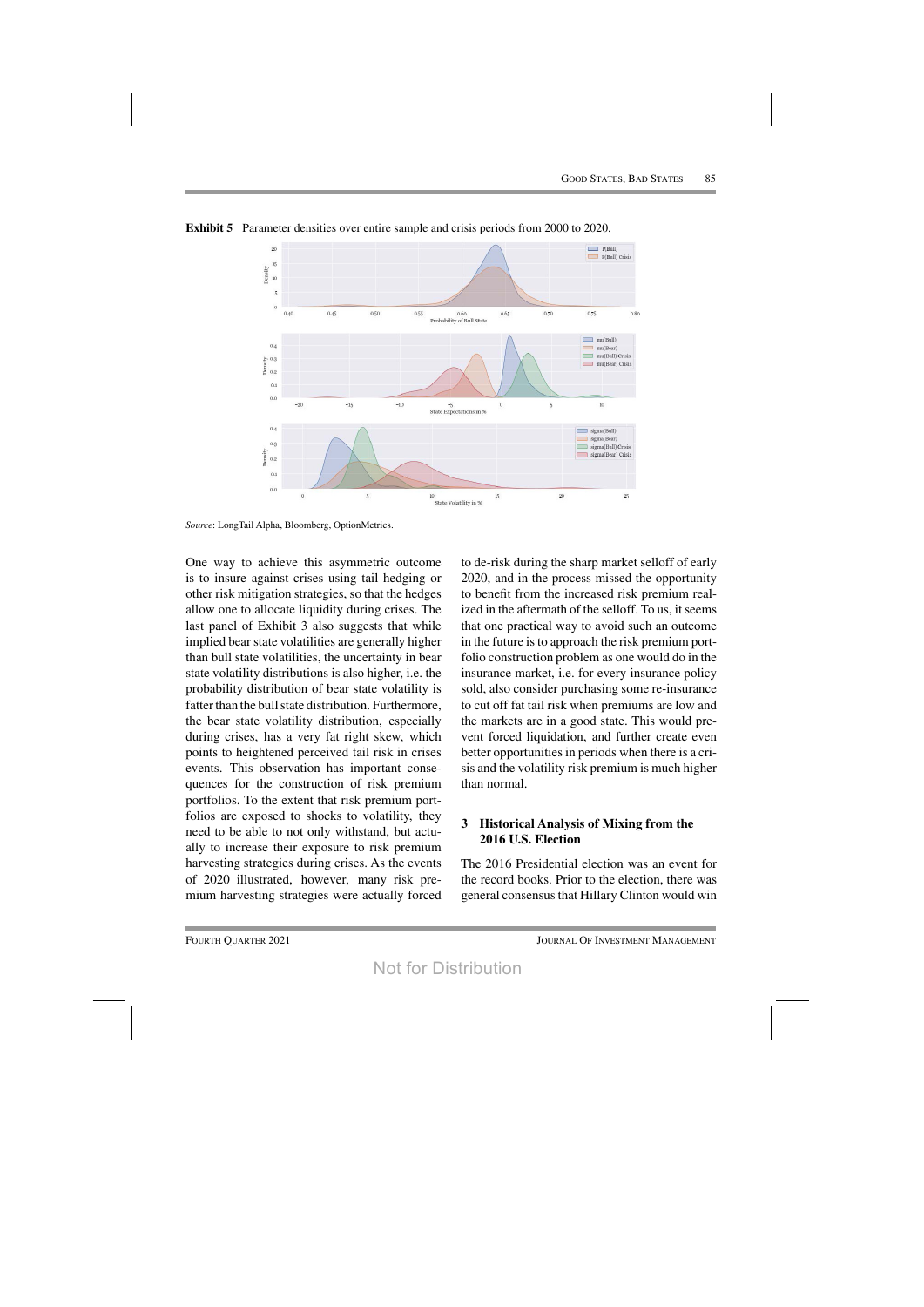**Exhibit 5** Parameter densities over entire sample and crisis periods from 2000 to 2020.

*Source*: LongTail Alpha, Bloomberg, OptionMetrics.

One way to achieve this asymmetric outcome is to insure against crises using tail hedging or other risk mitigation strategies, so that the hedges allow one to allocate liquidity during crises. The last panel of Exhibit 3 also suggests that while implied bear state volatilities are generally higher than bull state volatilities, the uncertainty in bear state volatility distributions is also higher, i.e. the probability distribution of bear state volatility is fatter than the bull state distribution. Furthermore, the bear state volatility distribution, especially during crises, has a very fat right skew, which points to heightened perceived tail risk in crises events. This observation has important consequences for the construction of risk premium portfolios. To the extent that risk premium portfolios are exposed to shocks to volatility, they need to be able to not only withstand, but actually to increase their exposure to risk premium harvesting strategies during crises. As the events of 2020 illustrated, however, many risk premium harvesting strategies were actually forced to de-risk during the sharp market selloff of early 2020, and in the process missed the opportunity to benefit from the increased risk premium realized in the aftermath of the selloff. To us, it seems that one practical way to avoid such an outcome in the future is to approach the risk premium portfolio construction problem as one would do in the insurance market, i.e. for every insurance policy sold, also consider purchasing some re-insurance to cut off fat tail risk when premiums are low and the markets are in a good state. This would prevent forced liquidation, and further create even better opportunities in periods when there is a crisis and the volatility risk premium is much higher than normal.

## 3 Historical Analysis of Mixing from the 2016 U.S. Election

The 2016 Presidential election was an event for the record books. Prior to the election, there was general consensus that Hillary Clinton would win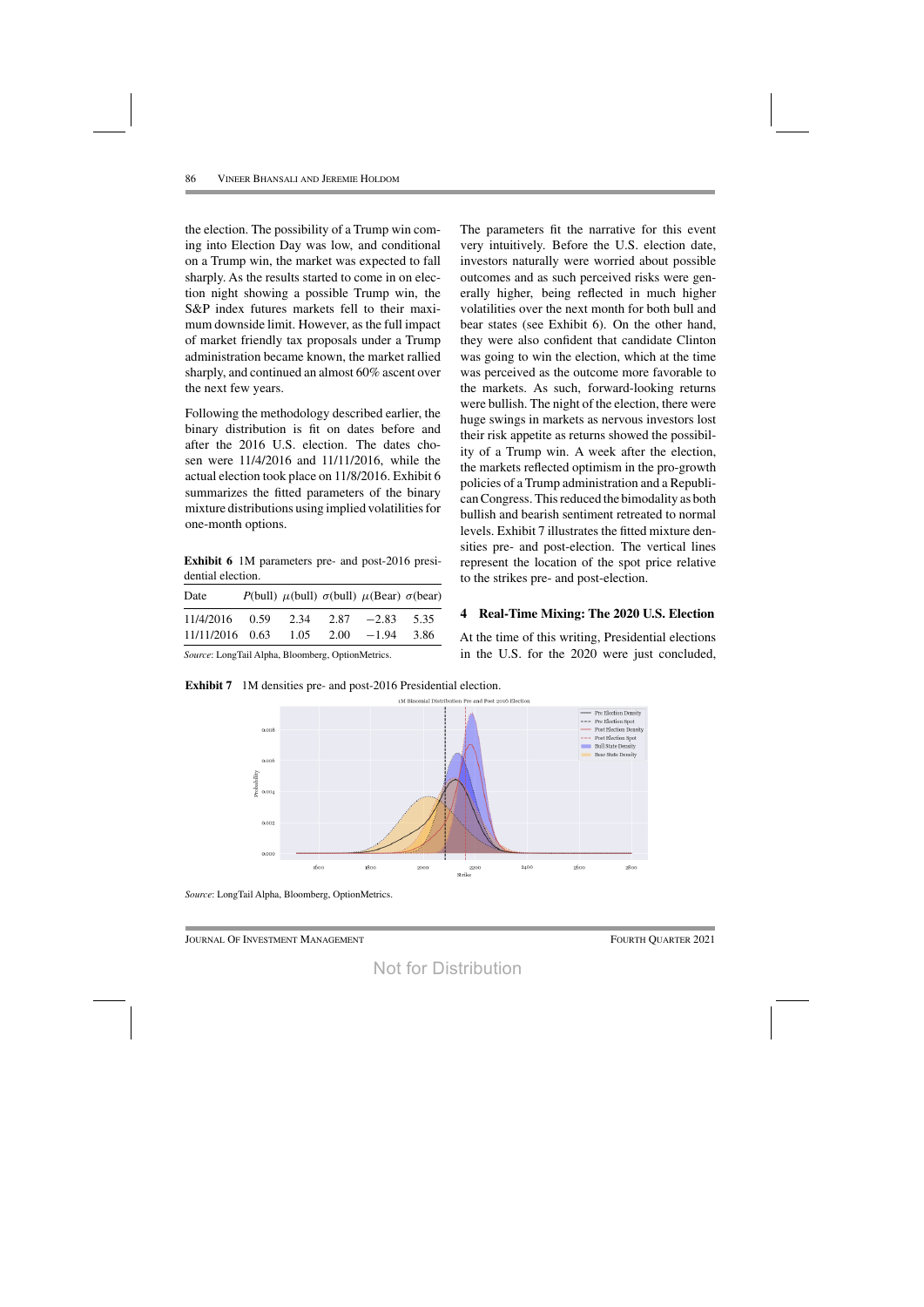the election. The possibility of a Trump win coming into Election Day was low, and conditional on a Trump win, the market was expected to fall sharply. As the results started to come in on election night showing a possible Trump win, the S&P index futures markets fell to their maximum downside limit. However, as the full impact of market friendly tax proposals under a Trump administration became known, the market rallied sharply, and continued an almost 60% ascent over the next few years.

Following the methodology described earlier, the binary distribution is fit on dates before and after the 2016 U.S. election. The dates chosen were 11/4/2016 and 11/11/2016, while the actual election took place on 11/8/2016. Exhibit 6 summarizes the fitted parameters of the binary mixture distributions using implied volatilities for one-month options.

**Exhibit 6** 1M parameters pre- and post-2016 presidential election.

| Date | $P$(bull) | $\mu$(bull) | $\sigma$(bull) | $\mu$(Bear) | $\sigma$(bear) |
|---|---|---|---|---|---|
| 11/4/2016 | 0.59 | 2.34 | 2.87 | −2.83 | 5.35 |
| 11/11/2016 | 0.63 | 1.05 | 2.00 | −1.94 | 3.86 |

*Source*: LongTail Alpha, Bloomberg, OptionMetrics.

The parameters fit the narrative for this event very intuitively. Before the U.S. election date, investors naturally were worried about possible outcomes and as such perceived risks were generally higher, being reflected in much higher volatilities over the next month for both bull and bear states (see Exhibit 6). On the other hand, they were also confident that candidate Clinton was going to win the election, which at the time was perceived as the outcome more favorable to the markets. As such, forward-looking returns were bullish. The night of the election, there were huge swings in markets as nervous investors lost their risk appetite as returns showed the possibility of a Trump win. A week after the election, the markets reflected optimism in the pro-growth policies of a Trump administration and a Republican Congress. This reduced the bimodality as both bullish and bearish sentiment retreated to normal levels. Exhibit 7 illustrates the fitted mixture densities pre- and post-election. The vertical lines represent the location of the spot price relative to the strikes pre- and post-election.

**Exhibit 7** 1M densities pre- and post-2016 Presidential election.

*Source*: LongTail Alpha, Bloomberg, OptionMetrics.

## 4 Real-Time Mixing: The 2020 U.S. Election

At the time of this writing, Presidential elections in the U.S. for the 2020 were just concluded,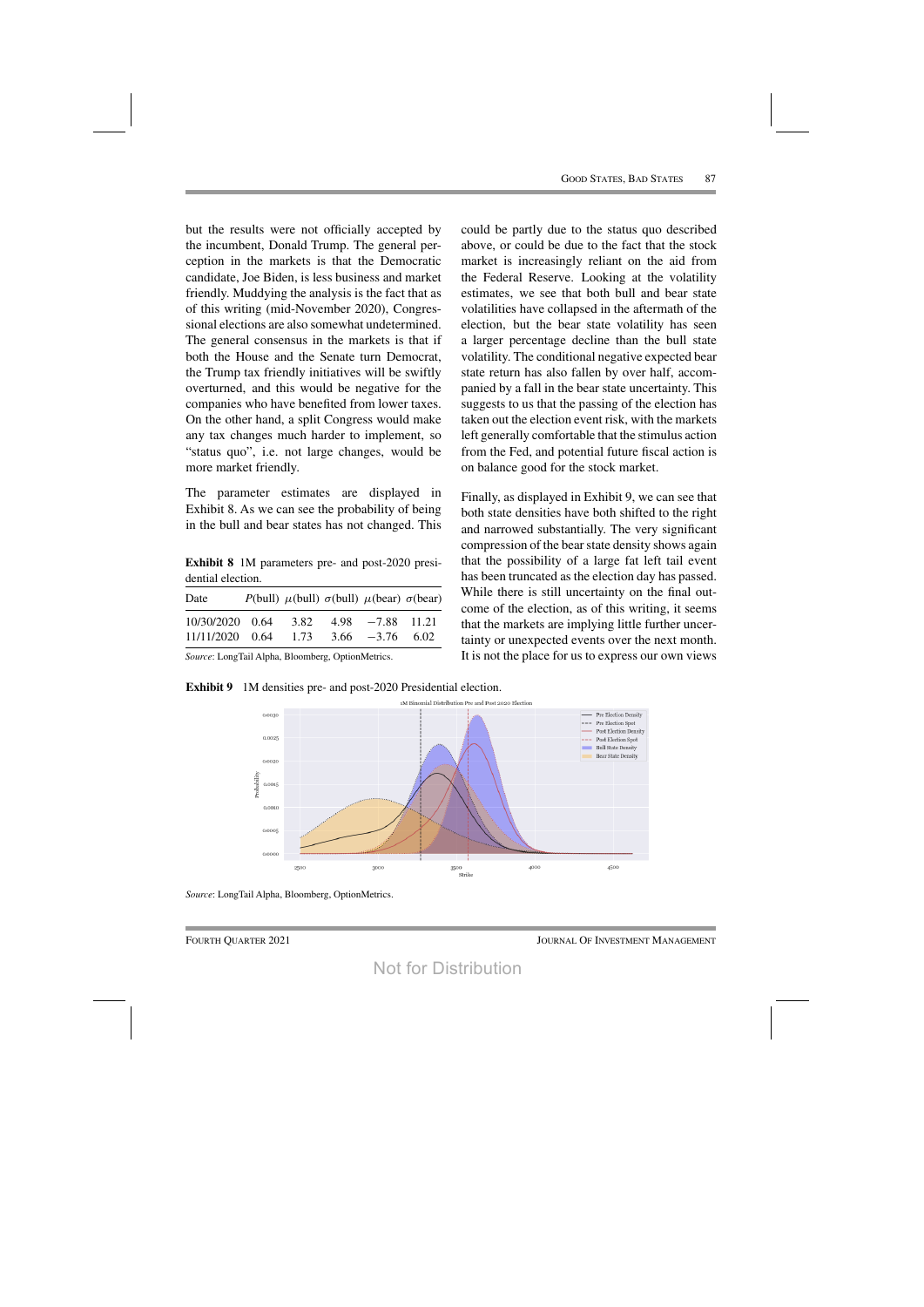but the results were not officially accepted by the incumbent, Donald Trump. The general perception in the markets is that the Democratic candidate, Joe Biden, is less business and market friendly. Muddying the analysis is the fact that as of this writing (mid-November 2020), Congressional elections are also somewhat undetermined. The general consensus in the markets is that if both the House and the Senate turn Democrat, the Trump tax friendly initiatives will be swiftly overturned, and this would be negative for the companies who have benefited from lower taxes. On the other hand, a split Congress would make any tax changes much harder to implement, so "status quo", i.e. not large changes, would be more market friendly.

The parameter estimates are displayed in Exhibit 8. As we can see the probability of being in the bull and bear states has not changed. This could be partly due to the status quo described above, or could be due to the fact that the stock market is increasingly reliant on the aid from the Federal Reserve. Looking at the volatility estimates, we see that both bull and bear state volatilities have collapsed in the aftermath of the election, but the bear state volatility has seen a larger percentage decline than the bull state volatility. The conditional negative expected bear state return has also fallen by over half, accompanied by a fall in the bear state uncertainty. This suggests to us that the passing of the election has taken out the election event risk, with the markets left generally comfortable that the stimulus action from the Fed, and potential future fiscal action is on balance good for the stock market.

**Exhibit 8** 1M parameters pre- and post-2020 presidential election.

| Date | $P(\text{bull})$ | $\mu(\text{bull})$ | $\sigma(\text{bull})$ | $\mu(\text{bear})$ | $\sigma(\text{bear})$ |
|---|---|---|---|---|---|
| 10/30/2020 | 0.64 | 3.82 | 4.98 | −7.88 | 11.21 |
| 11/11/2020 | 0.64 | 1.73 | 3.66 | −3.76 | 6.02 |

*Source*: LongTail Alpha, Bloomberg, OptionMetrics.

Finally, as displayed in Exhibit 9, we can see that both state densities have both shifted to the right and narrowed substantially. The very significant compression of the bear state density shows again that the possibility of a large fat left tail event has been truncated as the election day has passed. While there is still uncertainty on the final outcome of the election, as of this writing, it seems that the markets are implying little further uncertainty or unexpected events over the next month. It is not the place for us to express our own views

**Exhibit 9** 1M densities pre- and post-2020 Presidential election.

*Source*: LongTail Alpha, Bloomberg, OptionMetrics.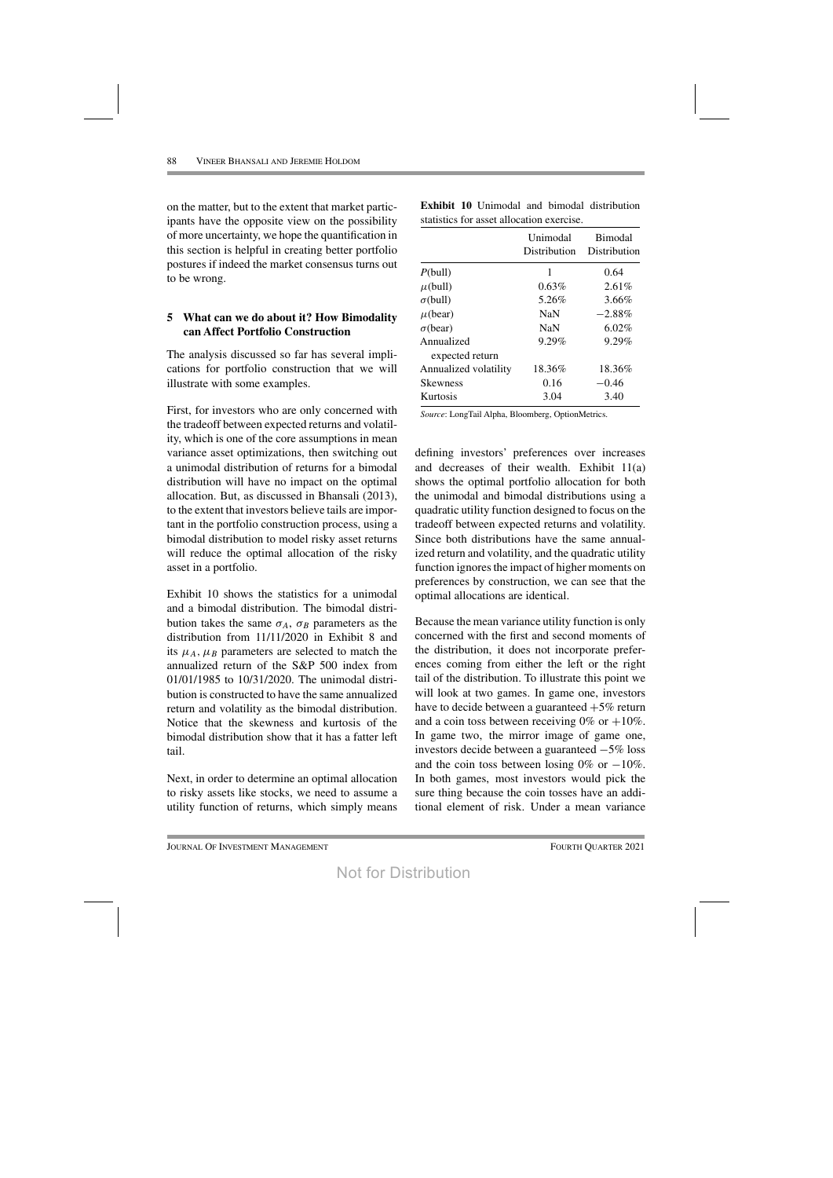on the matter, but to the extent that market participants have the opposite view on the possibility of more uncertainty, we hope the quantification in this section is helpful in creating better portfolio postures if indeed the market consensus turns out to be wrong.

## 5 What can we do about it? How Bimodality can Affect Portfolio Construction

The analysis discussed so far has several implications for portfolio construction that we will illustrate with some examples.

First, for investors who are only concerned with the tradeoff between expected returns and volatility, which is one of the core assumptions in mean variance asset optimizations, then switching out a unimodal distribution of returns for a bimodal distribution will have no impact on the optimal allocation. But, as discussed in Bhansali (2013), to the extent that investors believe tails are important in the portfolio construction process, using a bimodal distribution to model risky asset returns will reduce the optimal allocation of the risky asset in a portfolio.

Exhibit 10 shows the statistics for a unimodal and a bimodal distribution. The bimodal distribution takes the same $\sigma_A$, $\sigma_B$ parameters as the distribution from 11/11/2020 in Exhibit 8 and its $\mu_A$, $\mu_B$ parameters are selected to match the annualized return of the S&P 500 index from 01/01/1985 to 10/31/2020. The unimodal distribution is constructed to have the same annualized return and volatility as the bimodal distribution. Notice that the skewness and kurtosis of the bimodal distribution show that it has a fatter left tail.

**Exhibit 10** Unimodal and bimodal distribution statistics for asset allocation exercise.

| | Unimodal Distribution | Bimodal Distribution |
|---|---|---|
| $P$(bull) | 1 | 0.64 |
| $\mu$(bull) | 0.63% | 2.61% |
| $\sigma$(bull) | 5.26% | 3.66% |
| $\mu$(bear) | NaN | −2.88% |
| $\sigma$(bear) | NaN | 6.02% |
| Annualized expected return | 9.29% | 9.29% |
| Annualized volatility | 18.36% | 18.36% |
| Skewness | 0.16 | −0.46 |
| Kurtosis | 3.04 | 3.40 |

*Source*: LongTail Alpha, Bloomberg, OptionMetrics.

Next, in order to determine an optimal allocation to risky assets like stocks, we need to assume a utility function of returns, which simply means defining investors' preferences over increases and decreases of their wealth. Exhibit 11(a) shows the optimal portfolio allocation for both the unimodal and bimodal distributions using a quadratic utility function designed to focus on the tradeoff between expected returns and volatility. Since both distributions have the same annualized return and volatility, and the quadratic utility function ignores the impact of higher moments on preferences by construction, we can see that the optimal allocations are identical.

Because the mean variance utility function is only concerned with the first and second moments of the distribution, it does not incorporate preferences coming from either the left or the right tail of the distribution. To illustrate this point we will look at two games. In game one, investors have to decide between a guaranteed +5% return and a coin toss between receiving 0% or +10%. In game two, the mirror image of game one, investors decide between a guaranteed −5% loss and the coin toss between losing 0% or −10%. In both games, most investors would pick the sure thing because the coin tosses have an additional element of risk. Under a mean variance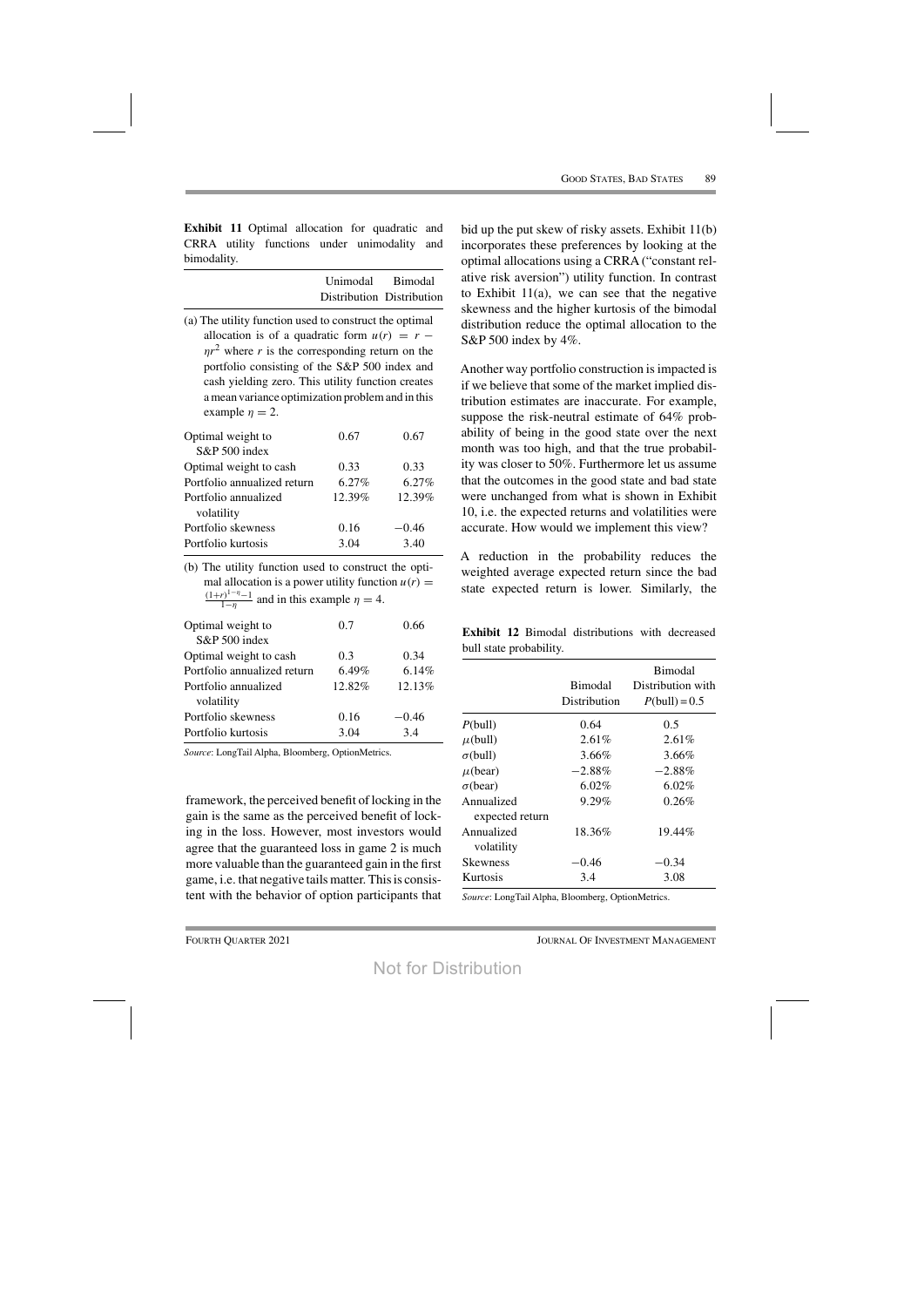**Exhibit 11** Optimal allocation for quadratic and CRRA utility functions under unimodality and bimodality.

| | Unimodal Distribution | Bimodal Distribution |
|---|---|---|
| (a) The utility function used to construct the optimal allocation is of a quadratic form $u(r) = r - \eta r^2$ where $r$ is the corresponding return on the portfolio consisting of the S&P 500 index and cash yielding zero. This utility function creates a mean variance optimization problem and in this example $\eta = 2$. | | |
| Optimal weight to S&P 500 index | 0.67 | 0.67 |
| Optimal weight to cash | 0.33 | 0.33 |
| Portfolio annualized return | 6.27% | 6.27% |
| Portfolio annualized volatility | 12.39% | 12.39% |
| Portfolio skewness | 0.16 | −0.46 |
| Portfolio kurtosis | 3.04 | 3.40 |
| (b) The utility function used to construct the optimal allocation is a power utility function $u(r) = \frac{(1+r)^{1-\eta}-1}{1-\eta}$ and in this example $\eta = 4$. | | |
| Optimal weight to S&P 500 index | 0.7 | 0.66 |
| Optimal weight to cash | 0.3 | 0.34 |
| Portfolio annualized return | 6.49% | 6.14% |
| Portfolio annualized volatility | 12.82% | 12.13% |
| Portfolio skewness | 0.16 | −0.46 |
| Portfolio kurtosis | 3.04 | 3.4 |

*Source*: LongTail Alpha, Bloomberg, OptionMetrics.

framework, the perceived benefit of locking in the gain is the same as the perceived benefit of locking in the loss. However, most investors would agree that the guaranteed loss in game 2 is much more valuable than the guaranteed gain in the first game, i.e. that negative tails matter. This is consistent with the behavior of option participants that bid up the put skew of risky assets. Exhibit 11(b) incorporates these preferences by looking at the optimal allocations using a CRRA ("constant relative risk aversion") utility function. In contrast to Exhibit 11(a), we can see that the negative skewness and the higher kurtosis of the bimodal distribution reduce the optimal allocation to the S&P 500 index by 4%.

Another way portfolio construction is impacted is if we believe that some of the market implied distribution estimates are inaccurate. For example, suppose the risk-neutral estimate of 64% probability of being in the good state over the next month was too high, and that the true probability was closer to 50%. Furthermore let us assume that the outcomes in the good state and bad state were unchanged from what is shown in Exhibit 10, i.e. the expected returns and volatilities were accurate. How would we implement this view?

A reduction in the probability reduces the weighted average expected return since the bad state expected return is lower. Similarly, the

**Exhibit 12** Bimodal distributions with decreased bull state probability.

| | Bimodal Distribution | Bimodal Distribution with $P(\text{bull}) = 0.5$ |
|---|---|---|
| $P$(bull) | 0.64 | 0.5 |
| $\mu$(bull) | 2.61% | 2.61% |
| $\sigma$(bull) | 3.66% | 3.66% |
| $\mu$(bear) | −2.88% | −2.88% |
| $\sigma$(bear) | 6.02% | 6.02% |
| Annualized expected return | 9.29% | 0.26% |
| Annualized volatility | 18.36% | 19.44% |
| Skewness | −0.46 | −0.34 |
| Kurtosis | 3.4 | 3.08 |

*Source*: LongTail Alpha, Bloomberg, OptionMetrics.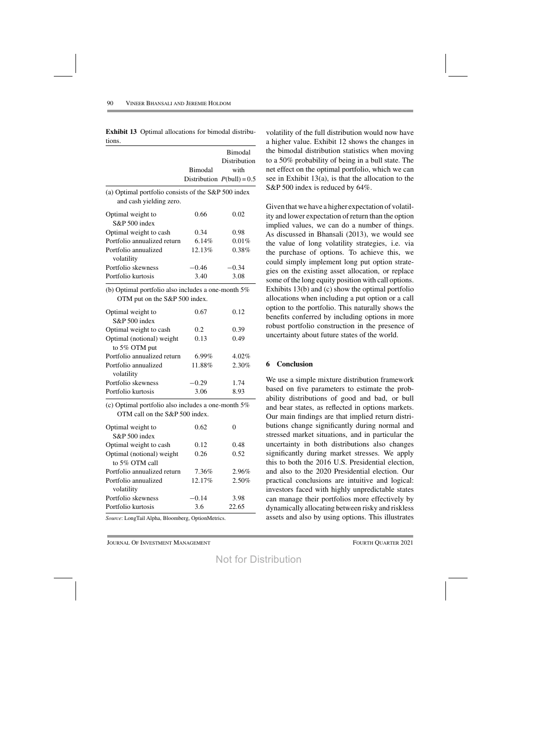**Exhibit 13** Optimal allocations for bimodal distributions.

| | Bimodal Distribution | Bimodal Distribution with $P(\text{bull}) = 0.5$ |
|---|---|---|
| (a) Optimal portfolio consists of the S&P 500 index and cash yielding zero. | | |
| Optimal weight to S&P 500 index | 0.66 | 0.02 |
| Optimal weight to cash | 0.34 | 0.98 |
| Portfolio annualized return | 6.14% | 0.01% |
| Portfolio annualized volatility | 12.13% | 0.38% |
| Portfolio skewness | −0.46 | −0.34 |
| Portfolio kurtosis | 3.40 | 3.08 |
| (b) Optimal portfolio also includes a one-month 5% OTM put on the S&P 500 index. | | |
| Optimal weight to S&P 500 index | 0.67 | 0.12 |
| Optimal weight to cash | 0.2 | 0.39 |
| Optimal (notional) weight to 5% OTM put | 0.13 | 0.49 |
| Portfolio annualized return | 6.99% | 4.02% |
| Portfolio annualized volatility | 11.88% | 2.30% |
| Portfolio skewness | −0.29 | 1.74 |
| Portfolio kurtosis | 3.06 | 8.93 |
| (c) Optimal portfolio also includes a one-month 5% OTM call on the S&P 500 index. | | |
| Optimal weight to S&P 500 index | 0.62 | 0 |
| Optimal weight to cash | 0.12 | 0.48 |
| Optimal (notional) weight to 5% OTM call | 0.26 | 0.52 |
| Portfolio annualized return | 7.36% | 2.96% |
| Portfolio annualized volatility | 12.17% | 2.50% |
| Portfolio skewness | −0.14 | 3.98 |
| Portfolio kurtosis | 3.6 | 22.65 |

*Source*: LongTail Alpha, Bloomberg, OptionMetrics.

volatility of the full distribution would now have a higher value. Exhibit 12 shows the changes in the bimodal distribution statistics when moving to a 50% probability of being in a bull state. The net effect on the optimal portfolio, which we can see in Exhibit 13(a), is that the allocation to the S&P 500 index is reduced by 64%.

Given that we have a higher expectation of volatility and lower expectation of return than the option implied values, we can do a number of things. As discussed in Bhansali (2013), we would see the value of long volatility strategies, i.e. via the purchase of options. To achieve this, we could simply implement long put option strategies on the existing asset allocation, or replace some of the long equity position with call options. Exhibits 13(b) and (c) show the optimal portfolio allocations when including a put option or a call option to the portfolio. This naturally shows the benefits conferred by including options in more robust portfolio construction in the presence of uncertainty about future states of the world.

## 6 Conclusion

We use a simple mixture distribution framework based on five parameters to estimate the probability distributions of good and bad, or bull and bear states, as reflected in options markets. Our main findings are that implied return distributions change significantly during normal and stressed market situations, and in particular the uncertainty in both distributions also changes significantly during market stresses. We apply this to both the 2016 U.S. Presidential election, and also to the 2020 Presidential election. Our practical conclusions are intuitive and logical: investors faced with highly unpredictable states can manage their portfolios more effectively by dynamically allocating between risky and riskless assets and also by using options. This illustrates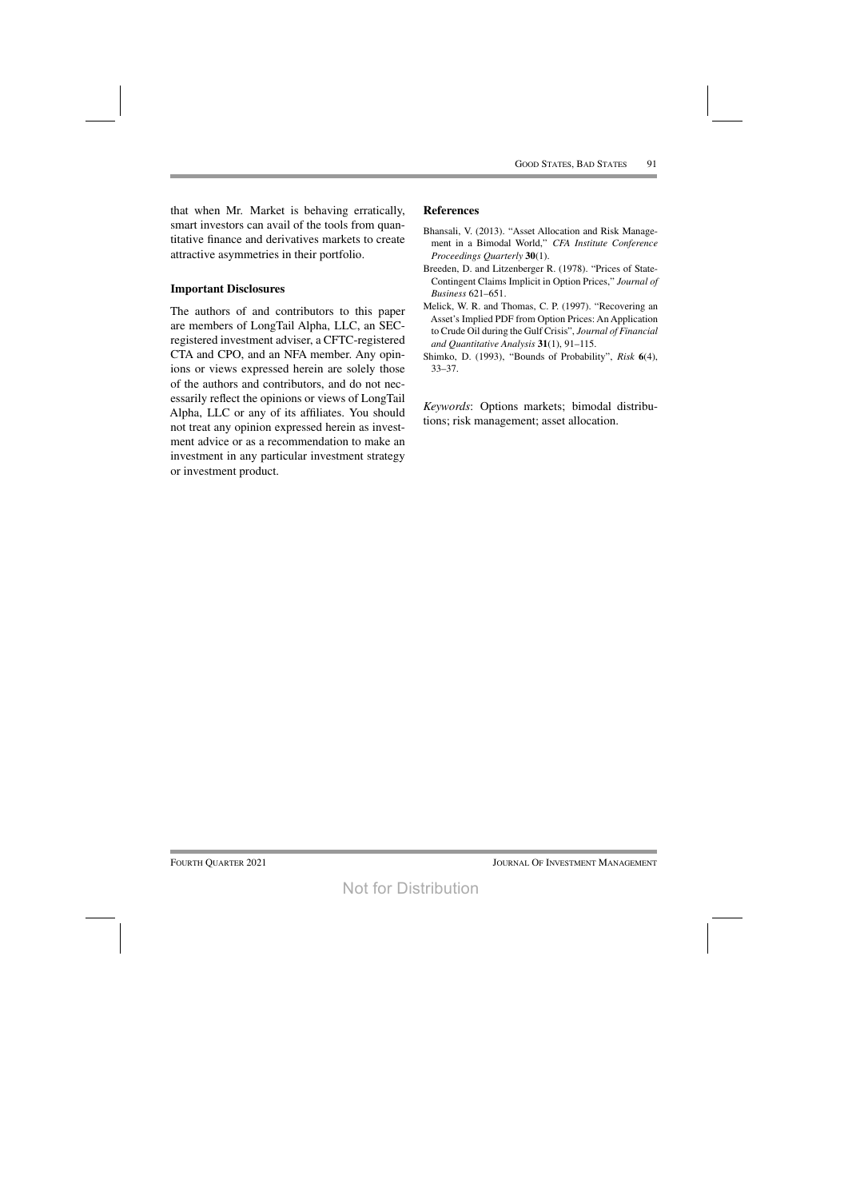that when Mr. Market is behaving erratically, smart investors can avail of the tools from quantitative finance and derivatives markets to create attractive asymmetries in their portfolio.

### Important Disclosures

The authors of and contributors to this paper are members of LongTail Alpha, LLC, an SEC-registered investment adviser, a CFTC-registered CTA and CPO, and an NFA member. Any opinions or views expressed herein are solely those of the authors and contributors, and do not necessarily reflect the opinions or views of LongTail Alpha, LLC or any of its affiliates. You should not treat any opinion expressed herein as investment advice or as a recommendation to make an investment in any particular investment strategy or investment product.

### References

Bhansali, V. (2013). "Asset Allocation and Risk Management in a Bimodal World," *CFA Institute Conference Proceedings Quarterly* **30**(1).

Breeden, D. and Litzenberger R. (1978). "Prices of State-Contingent Claims Implicit in Option Prices," *Journal of Business* 621–651.

Melick, W. R. and Thomas, C. P. (1997). "Recovering an Asset's Implied PDF from Option Prices: An Application to Crude Oil during the Gulf Crisis", *Journal of Financial and Quantitative Analysis* **31**(1), 91–115.

Shimko, D. (1993), "Bounds of Probability", *Risk* **6**(4), 33–37.

*Keywords*: Options markets; bimodal distributions; risk management; asset allocation.